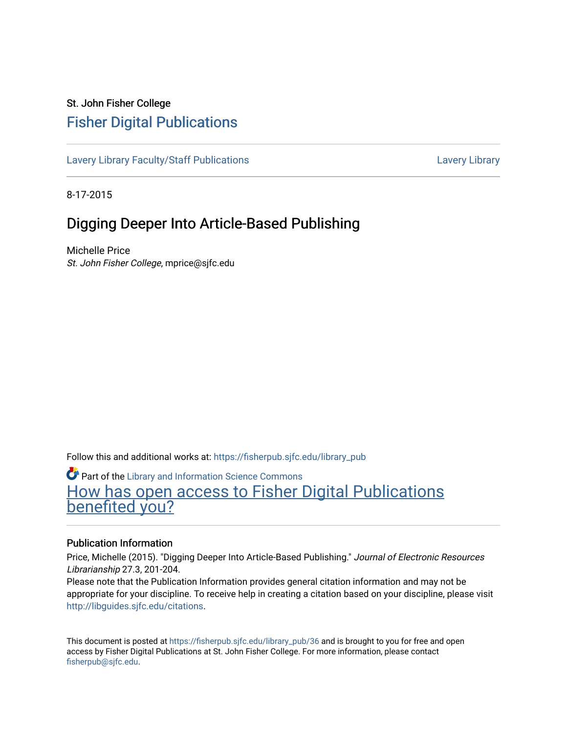St. John Fisher College

# Fisher Digital Publications

Lavery Library Faculty/Staff Publications | Lavery Library

8-17-2015

## Digging Deeper Into Article-Based Publishing

Michelle Price

*St. John Fisher College*, mprice@sjfc.edu

Follow this and additional works at: https://fisherpub.sjfc.edu/library_pub

Part of the Library and Information Science Commons

How has open access to Fisher Digital Publications benefited you?

### Publication Information

Price, Michelle (2015). "Digging Deeper Into Article-Based Publishing." *Journal of Electronic Resources Librarianship* 27.3, 201-204.

Please note that the Publication Information provides general citation information and may not be appropriate for your discipline. To receive help in creating a citation based on your discipline, please visit http://libguides.sjfc.edu/citations.

This document is posted at https://fisherpub.sjfc.edu/library_pub/36 and is brought to you for free and open access by Fisher Digital Publications at St. John Fisher College. For more information, please contact fisherpub@sjfc.edu.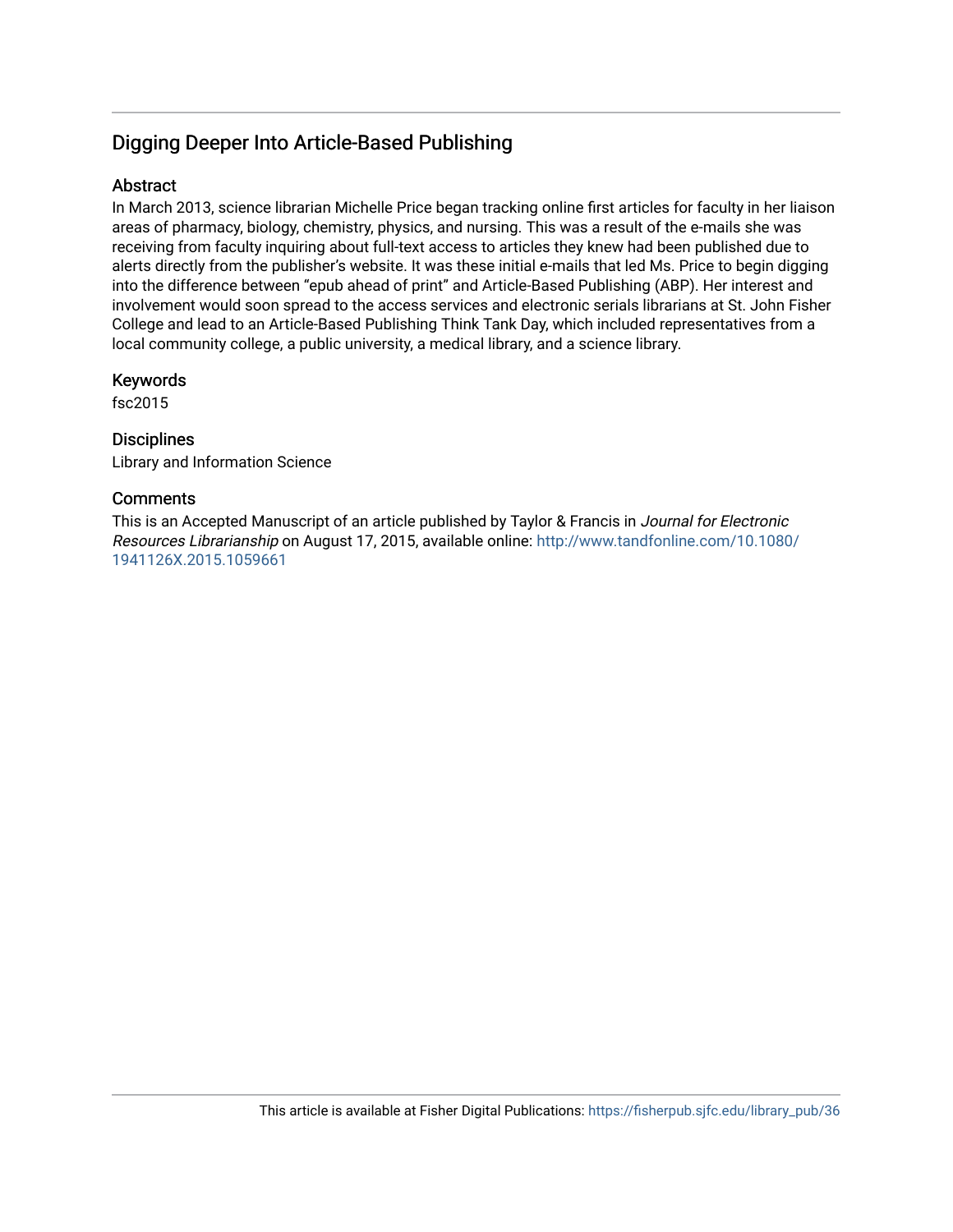# Digging Deeper Into Article-Based Publishing

## Abstract

In March 2013, science librarian Michelle Price began tracking online first articles for faculty in her liaison areas of pharmacy, biology, chemistry, physics, and nursing. This was a result of the e-mails she was receiving from faculty inquiring about full-text access to articles they knew had been published due to alerts directly from the publisher's website. It was these initial e-mails that led Ms. Price to begin digging into the difference between "epub ahead of print" and Article-Based Publishing (ABP). Her interest and involvement would soon spread to the access services and electronic serials librarians at St. John Fisher College and lead to an Article-Based Publishing Think Tank Day, which included representatives from a local community college, a public university, a medical library, and a science library.

## Keywords

fsc2015

## Disciplines

Library and Information Science

## Comments

This is an Accepted Manuscript of an article published by Taylor & Francis in *Journal for Electronic Resources Librarianship* on August 17, 2015, available online: http://www.tandfonline.com/10.1080/1941126X.2015.1059661

This article is available at Fisher Digital Publications: https://fisherpub.sjfc.edu/library_pub/36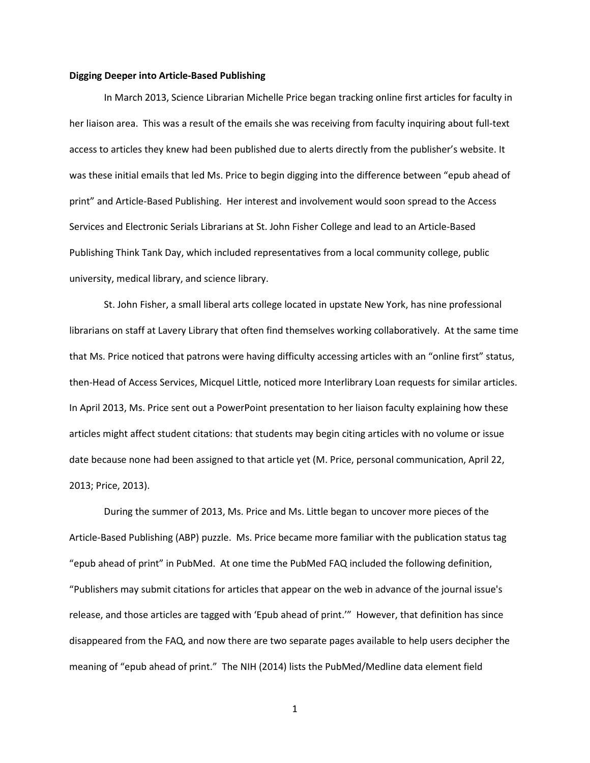**Digging Deeper into Article-Based Publishing**

In March 2013, Science Librarian Michelle Price began tracking online first articles for faculty in her liaison area. This was a result of the emails she was receiving from faculty inquiring about full-text access to articles they knew had been published due to alerts directly from the publisher's website. It was these initial emails that led Ms. Price to begin digging into the difference between "epub ahead of print" and Article-Based Publishing. Her interest and involvement would soon spread to the Access Services and Electronic Serials Librarians at St. John Fisher College and lead to an Article-Based Publishing Think Tank Day, which included representatives from a local community college, public university, medical library, and science library.

St. John Fisher, a small liberal arts college located in upstate New York, has nine professional librarians on staff at Lavery Library that often find themselves working collaboratively. At the same time that Ms. Price noticed that patrons were having difficulty accessing articles with an "online first" status, then-Head of Access Services, Micquel Little, noticed more Interlibrary Loan requests for similar articles. In April 2013, Ms. Price sent out a PowerPoint presentation to her liaison faculty explaining how these articles might affect student citations: that students may begin citing articles with no volume or issue date because none had been assigned to that article yet (M. Price, personal communication, April 22, 2013; Price, 2013).

During the summer of 2013, Ms. Price and Ms. Little began to uncover more pieces of the Article-Based Publishing (ABP) puzzle. Ms. Price became more familiar with the publication status tag "epub ahead of print" in PubMed. At one time the PubMed FAQ included the following definition, "Publishers may submit citations for articles that appear on the web in advance of the journal issue's release, and those articles are tagged with 'Epub ahead of print.'" However, that definition has since disappeared from the FAQ, and now there are two separate pages available to help users decipher the meaning of "epub ahead of print." The NIH (2014) lists the PubMed/Medline data element field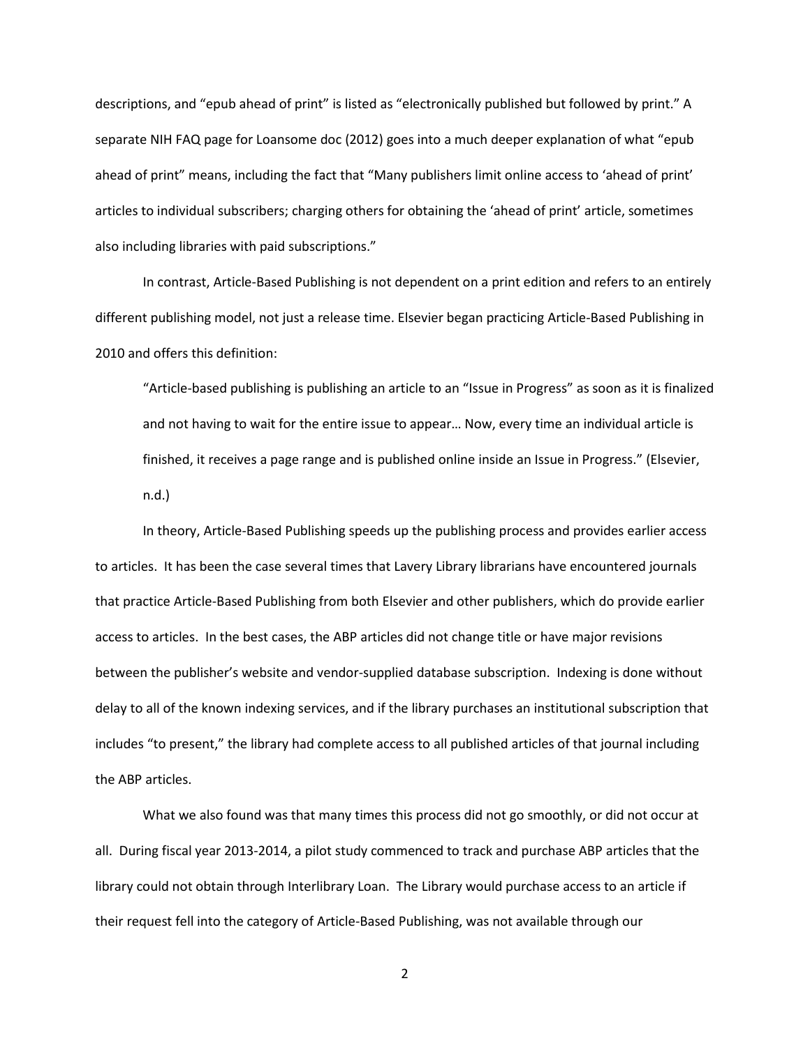descriptions, and "epub ahead of print" is listed as "electronically published but followed by print." A separate NIH FAQ page for Loansome doc (2012) goes into a much deeper explanation of what "epub ahead of print" means, including the fact that "Many publishers limit online access to 'ahead of print' articles to individual subscribers; charging others for obtaining the 'ahead of print' article, sometimes also including libraries with paid subscriptions."

In contrast, Article-Based Publishing is not dependent on a print edition and refers to an entirely different publishing model, not just a release time. Elsevier began practicing Article-Based Publishing in 2010 and offers this definition:

> "Article-based publishing is publishing an article to an "Issue in Progress" as soon as it is finalized and not having to wait for the entire issue to appear… Now, every time an individual article is finished, it receives a page range and is published online inside an Issue in Progress." (Elsevier, n.d.)

In theory, Article-Based Publishing speeds up the publishing process and provides earlier access to articles. It has been the case several times that Lavery Library librarians have encountered journals that practice Article-Based Publishing from both Elsevier and other publishers, which do provide earlier access to articles. In the best cases, the ABP articles did not change title or have major revisions between the publisher's website and vendor-supplied database subscription. Indexing is done without delay to all of the known indexing services, and if the library purchases an institutional subscription that includes "to present," the library had complete access to all published articles of that journal including the ABP articles.

What we also found was that many times this process did not go smoothly, or did not occur at all. During fiscal year 2013-2014, a pilot study commenced to track and purchase ABP articles that the library could not obtain through Interlibrary Loan. The Library would purchase access to an article if their request fell into the category of Article-Based Publishing, was not available through our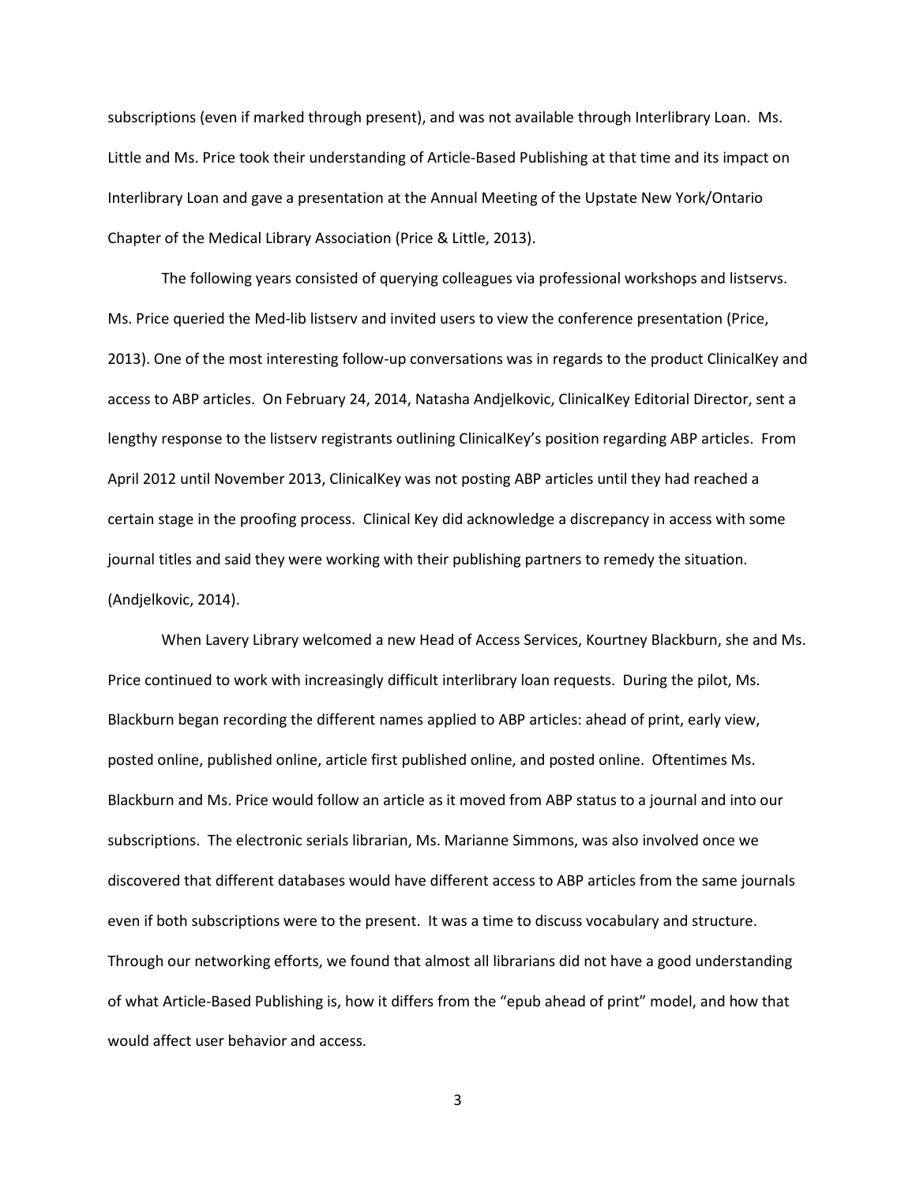subscriptions (even if marked through present), and was not available through Interlibrary Loan. Ms. Little and Ms. Price took their understanding of Article-Based Publishing at that time and its impact on Interlibrary Loan and gave a presentation at the Annual Meeting of the Upstate New York/Ontario Chapter of the Medical Library Association (Price & Little, 2013).

The following years consisted of querying colleagues via professional workshops and listservs. Ms. Price queried the Med-lib listserv and invited users to view the conference presentation (Price, 2013). One of the most interesting follow-up conversations was in regards to the product ClinicalKey and access to ABP articles. On February 24, 2014, Natasha Andjelkovic, ClinicalKey Editorial Director, sent a lengthy response to the listserv registrants outlining ClinicalKey's position regarding ABP articles. From April 2012 until November 2013, ClinicalKey was not posting ABP articles until they had reached a certain stage in the proofing process. Clinical Key did acknowledge a discrepancy in access with some journal titles and said they were working with their publishing partners to remedy the situation. (Andjelkovic, 2014).

When Lavery Library welcomed a new Head of Access Services, Kourtney Blackburn, she and Ms. Price continued to work with increasingly difficult interlibrary loan requests. During the pilot, Ms. Blackburn began recording the different names applied to ABP articles: ahead of print, early view, posted online, published online, article first published online, and posted online. Oftentimes Ms. Blackburn and Ms. Price would follow an article as it moved from ABP status to a journal and into our subscriptions. The electronic serials librarian, Ms. Marianne Simmons, was also involved once we discovered that different databases would have different access to ABP articles from the same journals even if both subscriptions were to the present. It was a time to discuss vocabulary and structure. Through our networking efforts, we found that almost all librarians did not have a good understanding of what Article-Based Publishing is, how it differs from the "epub ahead of print" model, and how that would affect user behavior and access.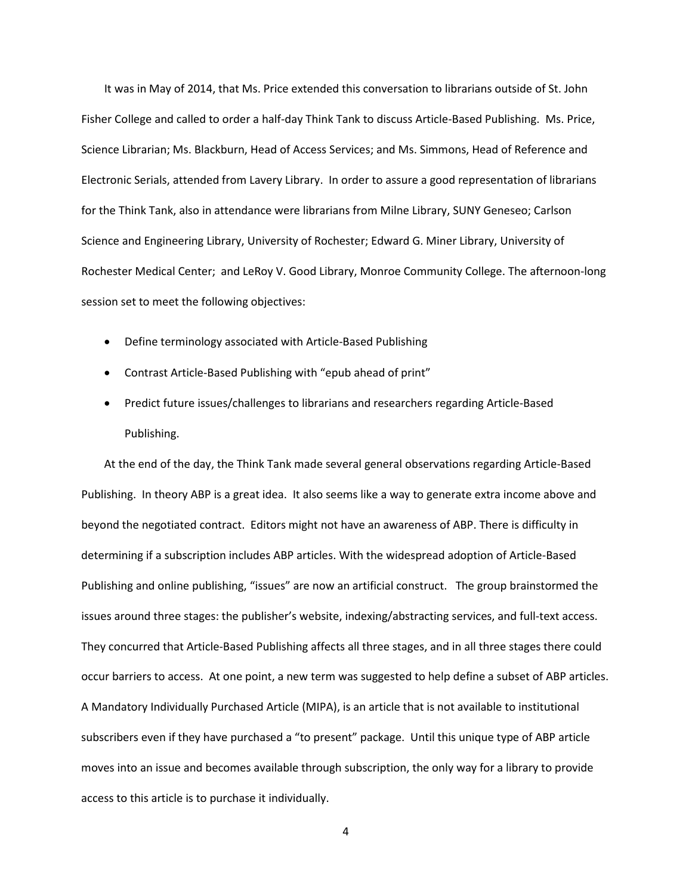It was in May of 2014, that Ms. Price extended this conversation to librarians outside of St. John Fisher College and called to order a half-day Think Tank to discuss Article-Based Publishing. Ms. Price, Science Librarian; Ms. Blackburn, Head of Access Services; and Ms. Simmons, Head of Reference and Electronic Serials, attended from Lavery Library. In order to assure a good representation of librarians for the Think Tank, also in attendance were librarians from Milne Library, SUNY Geneseo; Carlson Science and Engineering Library, University of Rochester; Edward G. Miner Library, University of Rochester Medical Center; and LeRoy V. Good Library, Monroe Community College. The afternoon-long session set to meet the following objectives:

- Define terminology associated with Article-Based Publishing
- Contrast Article-Based Publishing with "epub ahead of print"
- Predict future issues/challenges to librarians and researchers regarding Article-Based Publishing.

At the end of the day, the Think Tank made several general observations regarding Article-Based Publishing. In theory ABP is a great idea. It also seems like a way to generate extra income above and beyond the negotiated contract. Editors might not have an awareness of ABP. There is difficulty in determining if a subscription includes ABP articles. With the widespread adoption of Article-Based Publishing and online publishing, "issues" are now an artificial construct. The group brainstormed the issues around three stages: the publisher's website, indexing/abstracting services, and full-text access. They concurred that Article-Based Publishing affects all three stages, and in all three stages there could occur barriers to access. At one point, a new term was suggested to help define a subset of ABP articles. A Mandatory Individually Purchased Article (MIPA), is an article that is not available to institutional subscribers even if they have purchased a "to present" package. Until this unique type of ABP article moves into an issue and becomes available through subscription, the only way for a library to provide access to this article is to purchase it individually.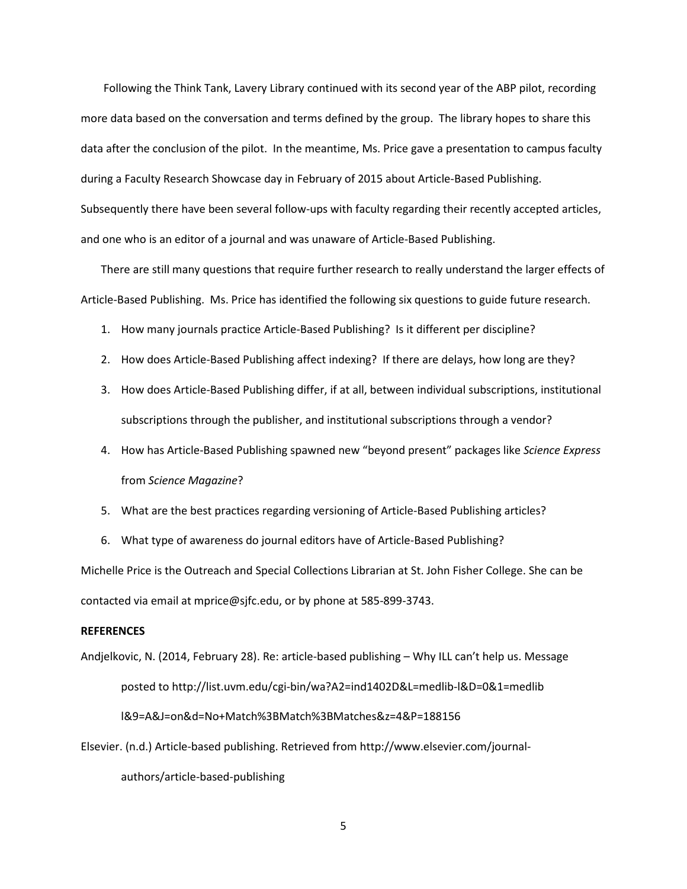Following the Think Tank, Lavery Library continued with its second year of the ABP pilot, recording more data based on the conversation and terms defined by the group. The library hopes to share this data after the conclusion of the pilot. In the meantime, Ms. Price gave a presentation to campus faculty during a Faculty Research Showcase day in February of 2015 about Article-Based Publishing. Subsequently there have been several follow-ups with faculty regarding their recently accepted articles, and one who is an editor of a journal and was unaware of Article-Based Publishing.

There are still many questions that require further research to really understand the larger effects of Article-Based Publishing. Ms. Price has identified the following six questions to guide future research.

1. How many journals practice Article-Based Publishing? Is it different per discipline?
2. How does Article-Based Publishing affect indexing? If there are delays, how long are they?
3. How does Article-Based Publishing differ, if at all, between individual subscriptions, institutional subscriptions through the publisher, and institutional subscriptions through a vendor?
4. How has Article-Based Publishing spawned new "beyond present" packages like *Science Express* from *Science Magazine*?
5. What are the best practices regarding versioning of Article-Based Publishing articles?
6. What type of awareness do journal editors have of Article-Based Publishing?

Michelle Price is the Outreach and Special Collections Librarian at St. John Fisher College. She can be contacted via email at mprice@sjfc.edu, or by phone at 585-899-3743.

**REFERENCES**

Andjelkovic, N. (2014, February 28). Re: article-based publishing – Why ILL can't help us. Message posted to http://list.uvm.edu/cgi-bin/wa?A2=ind1402D&L=medlib-l&D=0&1=medlib l&9=A&J=on&d=No+Match%3BMatch%3BMatches&z=4&P=188156

Elsevier. (n.d.) Article-based publishing. Retrieved from http://www.elsevier.com/journal-authors/article-based-publishing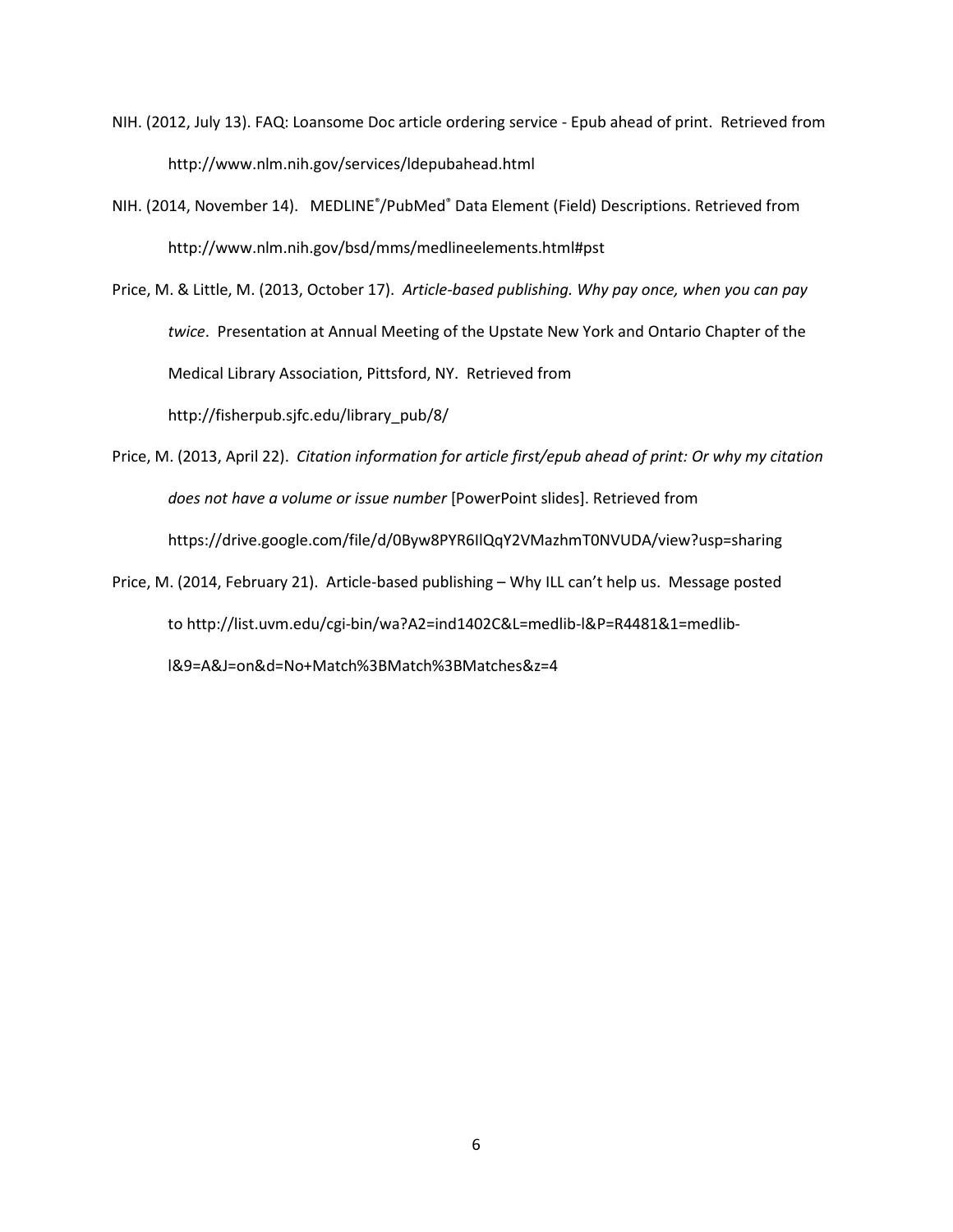NIH. (2012, July 13). FAQ: Loansome Doc article ordering service - Epub ahead of print. Retrieved from http://www.nlm.nih.gov/services/ldepubahead.html

NIH. (2014, November 14). MEDLINE®/PubMed® Data Element (Field) Descriptions. Retrieved from http://www.nlm.nih.gov/bsd/mms/medlineelements.html#pst

Price, M. & Little, M. (2013, October 17). *Article-based publishing. Why pay once, when you can pay twice*. Presentation at Annual Meeting of the Upstate New York and Ontario Chapter of the Medical Library Association, Pittsford, NY. Retrieved from http://fisherpub.sjfc.edu/library_pub/8/

Price, M. (2013, April 22). *Citation information for article first/epub ahead of print: Or why my citation does not have a volume or issue number* [PowerPoint slides]. Retrieved from https://drive.google.com/file/d/0Byw8PYR6IlQqY2VMazhmT0NVUDA/view?usp=sharing

Price, M. (2014, February 21). Article-based publishing – Why ILL can't help us. Message posted to http://list.uvm.edu/cgi-bin/wa?A2=ind1402C&L=medlib-l&P=R4481&1=medlib-l&9=A&J=on&d=No+Match%3BMatch%3BMatches&z=4